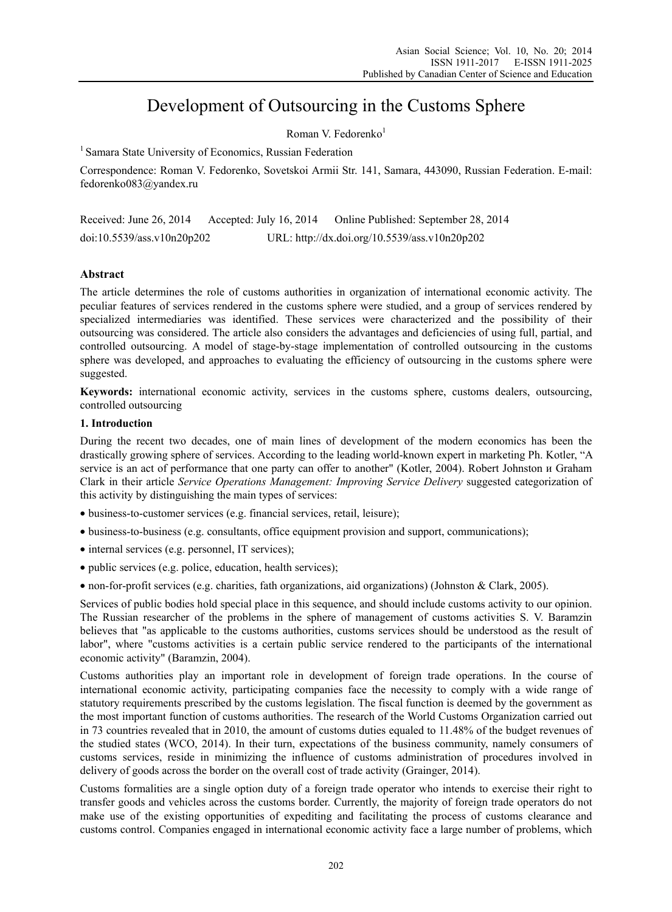# Development of Outsourcing in the Customs Sphere

Roman V. Fedorenko[1]

[1] Samara State University of Economics, Russian Federation

Correspondence: Roman V. Fedorenko, Sovetskoi Armii Str. 141, Samara, 443090, Russian Federation. E-mail: fedorenko083@yandex.ru

Received: June 26, 2014  Accepted: July 16, 2014  Online Published: September 28, 2014

doi:10.5539/ass.v10n20p202  URL: http://dx.doi.org/10.5539/ass.v10n20p202

## Abstract

The article determines the role of customs authorities in organization of international economic activity. The peculiar features of services rendered in the customs sphere were studied, and a group of services rendered by specialized intermediaries was identified. These services were characterized and the possibility of their outsourcing was considered. The article also considers the advantages and deficiencies of using full, partial, and controlled outsourcing. A model of stage-by-stage implementation of controlled outsourcing in the customs sphere was developed, and approaches to evaluating the efficiency of outsourcing in the customs sphere were suggested.

**Keywords:** international economic activity, services in the customs sphere, customs dealers, outsourcing, controlled outsourcing

## 1. Introduction

During the recent two decades, one of main lines of development of the modern economics has been the drastically growing sphere of services. According to the leading world-known expert in marketing Ph. Kotler, "A service is an act of performance that one party can offer to another" (Kotler, 2004). Robert Johnston и Graham Clark in their article *Service Operations Management: Improving Service Delivery* suggested categorization of this activity by distinguishing the main types of services:

- business-to-customer services (e.g. financial services, retail, leisure);
- business-to-business (e.g. consultants, office equipment provision and support, communications);
- internal services (e.g. personnel, IT services);
- public services (e.g. police, education, health services);
- non-for-profit services (e.g. charities, fath organizations, aid organizations) (Johnston & Clark, 2005).

Services of public bodies hold special place in this sequence, and should include customs activity to our opinion. The Russian researcher of the problems in the sphere of management of customs activities S. V. Baramzin believes that "as applicable to the customs authorities, customs services should be understood as the result of labor", where "customs activities is a certain public service rendered to the participants of the international economic activity" (Baramzin, 2004).

Customs authorities play an important role in development of foreign trade operations. In the course of international economic activity, participating companies face the necessity to comply with a wide range of statutory requirements prescribed by the customs legislation. The fiscal function is deemed by the government as the most important function of customs authorities. The research of the World Customs Organization carried out in 73 countries revealed that in 2010, the amount of customs duties equaled to 11.48% of the budget revenues of the studied states (WCO, 2014). In their turn, expectations of the business community, namely consumers of customs services, reside in minimizing the influence of customs administration of procedures involved in delivery of goods across the border on the overall cost of trade activity (Grainger, 2014).

Customs formalities are a single option duty of a foreign trade operator who intends to exercise their right to transfer goods and vehicles across the customs border. Currently, the majority of foreign trade operators do not make use of the existing opportunities of expediting and facilitating the process of customs clearance and customs control. Companies engaged in international economic activity face a large number of problems, which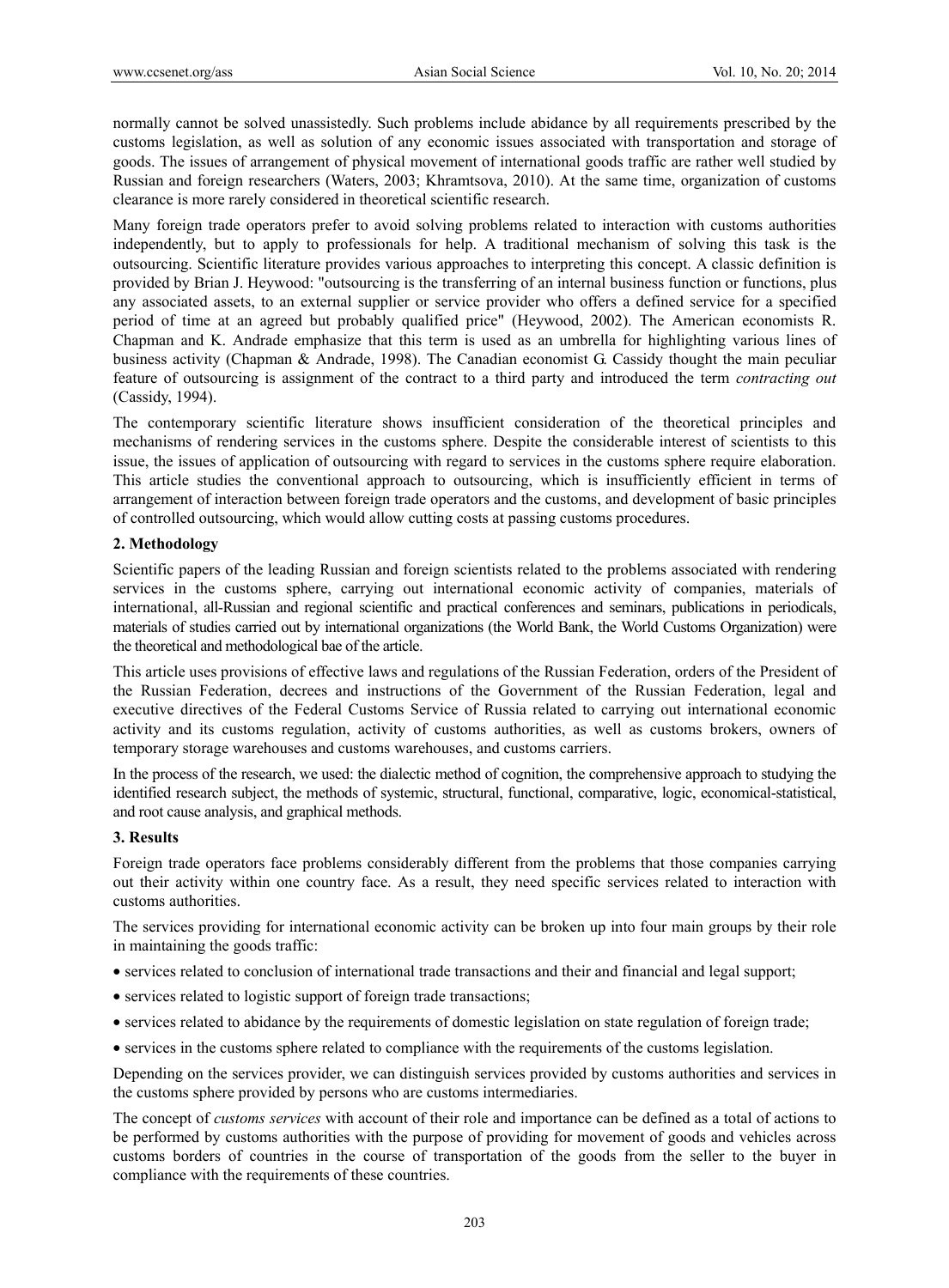normally cannot be solved unassistedly. Such problems include abidance by all requirements prescribed by the customs legislation, as well as solution of any economic issues associated with transportation and storage of goods. The issues of arrangement of physical movement of international goods traffic are rather well studied by Russian and foreign researchers (Waters, 2003; Khramtsova, 2010). At the same time, organization of customs clearance is more rarely considered in theoretical scientific research.

Many foreign trade operators prefer to avoid solving problems related to interaction with customs authorities independently, but to apply to professionals for help. A traditional mechanism of solving this task is the outsourcing. Scientific literature provides various approaches to interpreting this concept. A classic definition is provided by Brian J. Heywood: "outsourcing is the transferring of an internal business function or functions, plus any associated assets, to an external supplier or service provider who offers a defined service for a specified period of time at an agreed but probably qualified price" (Heywood, 2002). The American economists R. Chapman and K. Andrade emphasize that this term is used as an umbrella for highlighting various lines of business activity (Chapman & Andrade, 1998). The Canadian economist G. Cassidy thought the main peculiar feature of outsourcing is assignment of the contract to a third party and introduced the term *contracting out* (Cassidy, 1994).

The contemporary scientific literature shows insufficient consideration of the theoretical principles and mechanisms of rendering services in the customs sphere. Despite the considerable interest of scientists to this issue, the issues of application of outsourcing with regard to services in the customs sphere require elaboration. This article studies the conventional approach to outsourcing, which is insufficiently efficient in terms of arrangement of interaction between foreign trade operators and the customs, and development of basic principles of controlled outsourcing, which would allow cutting costs at passing customs procedures.

## 2. Methodology

Scientific papers of the leading Russian and foreign scientists related to the problems associated with rendering services in the customs sphere, carrying out international economic activity of companies, materials of international, all-Russian and regional scientific and practical conferences and seminars, publications in periodicals, materials of studies carried out by international organizations (the World Bank, the World Customs Organization) were the theoretical and methodological bae of the article.

This article uses provisions of effective laws and regulations of the Russian Federation, orders of the President of the Russian Federation, decrees and instructions of the Government of the Russian Federation, legal and executive directives of the Federal Customs Service of Russia related to carrying out international economic activity and its customs regulation, activity of customs authorities, as well as customs brokers, owners of temporary storage warehouses and customs warehouses, and customs carriers.

In the process of the research, we used: the dialectic method of cognition, the comprehensive approach to studying the identified research subject, the methods of systemic, structural, functional, comparative, logic, economical-statistical, and root cause analysis, and graphical methods.

## 3. Results

Foreign trade operators face problems considerably different from the problems that those companies carrying out their activity within one country face. As a result, they need specific services related to interaction with customs authorities.

The services providing for international economic activity can be broken up into four main groups by their role in maintaining the goods traffic:

- services related to conclusion of international trade transactions and their and financial and legal support;
- services related to logistic support of foreign trade transactions;
- services related to abidance by the requirements of domestic legislation on state regulation of foreign trade;
- services in the customs sphere related to compliance with the requirements of the customs legislation.

Depending on the services provider, we can distinguish services provided by customs authorities and services in the customs sphere provided by persons who are customs intermediaries.

The concept of *customs services* with account of their role and importance can be defined as a total of actions to be performed by customs authorities with the purpose of providing for movement of goods and vehicles across customs borders of countries in the course of transportation of the goods from the seller to the buyer in compliance with the requirements of these countries.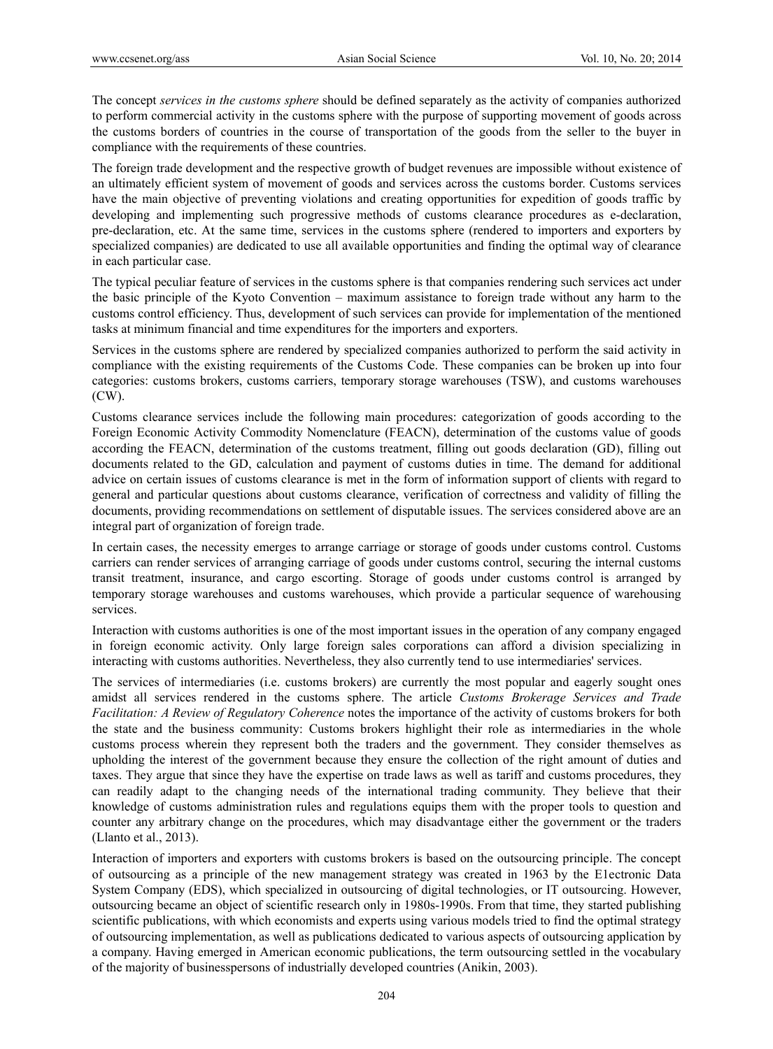The concept *services in the customs sphere* should be defined separately as the activity of companies authorized to perform commercial activity in the customs sphere with the purpose of supporting movement of goods across the customs borders of countries in the course of transportation of the goods from the seller to the buyer in compliance with the requirements of these countries.

The foreign trade development and the respective growth of budget revenues are impossible without existence of an ultimately efficient system of movement of goods and services across the customs border. Customs services have the main objective of preventing violations and creating opportunities for expedition of goods traffic by developing and implementing such progressive methods of customs clearance procedures as e-declaration, pre-declaration, etc. At the same time, services in the customs sphere (rendered to importers and exporters by specialized companies) are dedicated to use all available opportunities and finding the optimal way of clearance in each particular case.

The typical peculiar feature of services in the customs sphere is that companies rendering such services act under the basic principle of the Kyoto Convention – maximum assistance to foreign trade without any harm to the customs control efficiency. Thus, development of such services can provide for implementation of the mentioned tasks at minimum financial and time expenditures for the importers and exporters.

Services in the customs sphere are rendered by specialized companies authorized to perform the said activity in compliance with the existing requirements of the Customs Code. These companies can be broken up into four categories: customs brokers, customs carriers, temporary storage warehouses (TSW), and customs warehouses (CW).

Customs clearance services include the following main procedures: categorization of goods according to the Foreign Economic Activity Commodity Nomenclature (FEACN), determination of the customs value of goods according the FEACN, determination of the customs treatment, filling out goods declaration (GD), filling out documents related to the GD, calculation and payment of customs duties in time. The demand for additional advice on certain issues of customs clearance is met in the form of information support of clients with regard to general and particular questions about customs clearance, verification of correctness and validity of filling the documents, providing recommendations on settlement of disputable issues. The services considered above are an integral part of organization of foreign trade.

In certain cases, the necessity emerges to arrange carriage or storage of goods under customs control. Customs carriers can render services of arranging carriage of goods under customs control, securing the internal customs transit treatment, insurance, and cargo escorting. Storage of goods under customs control is arranged by temporary storage warehouses and customs warehouses, which provide a particular sequence of warehousing services.

Interaction with customs authorities is one of the most important issues in the operation of any company engaged in foreign economic activity. Only large foreign sales corporations can afford a division specializing in interacting with customs authorities. Nevertheless, they also currently tend to use intermediaries' services.

The services of intermediaries (i.e. customs brokers) are currently the most popular and eagerly sought ones amidst all services rendered in the customs sphere. The article *Customs Brokerage Services and Trade Facilitation: A Review of Regulatory Coherence* notes the importance of the activity of customs brokers for both the state and the business community: Customs brokers highlight their role as intermediaries in the whole customs process wherein they represent both the traders and the government. They consider themselves as upholding the interest of the government because they ensure the collection of the right amount of duties and taxes. They argue that since they have the expertise on trade laws as well as tariff and customs procedures, they can readily adapt to the changing needs of the international trading community. They believe that their knowledge of customs administration rules and regulations equips them with the proper tools to question and counter any arbitrary change on the procedures, which may disadvantage either the government or the traders (Llanto et al., 2013).

Interaction of importers and exporters with customs brokers is based on the outsourcing principle. The concept of outsourcing as a principle of the new management strategy was created in 1963 by the E1ectronic Data System Company (EDS), which specialized in outsourcing of digital technologies, or IT outsourcing. However, outsourcing became an object of scientific research only in 1980s-1990s. From that time, they started publishing scientific publications, with which economists and experts using various models tried to find the optimal strategy of outsourcing implementation, as well as publications dedicated to various aspects of outsourcing application by a company. Having emerged in American economic publications, the term outsourcing settled in the vocabulary of the majority of businesspersons of industrially developed countries (Anikin, 2003).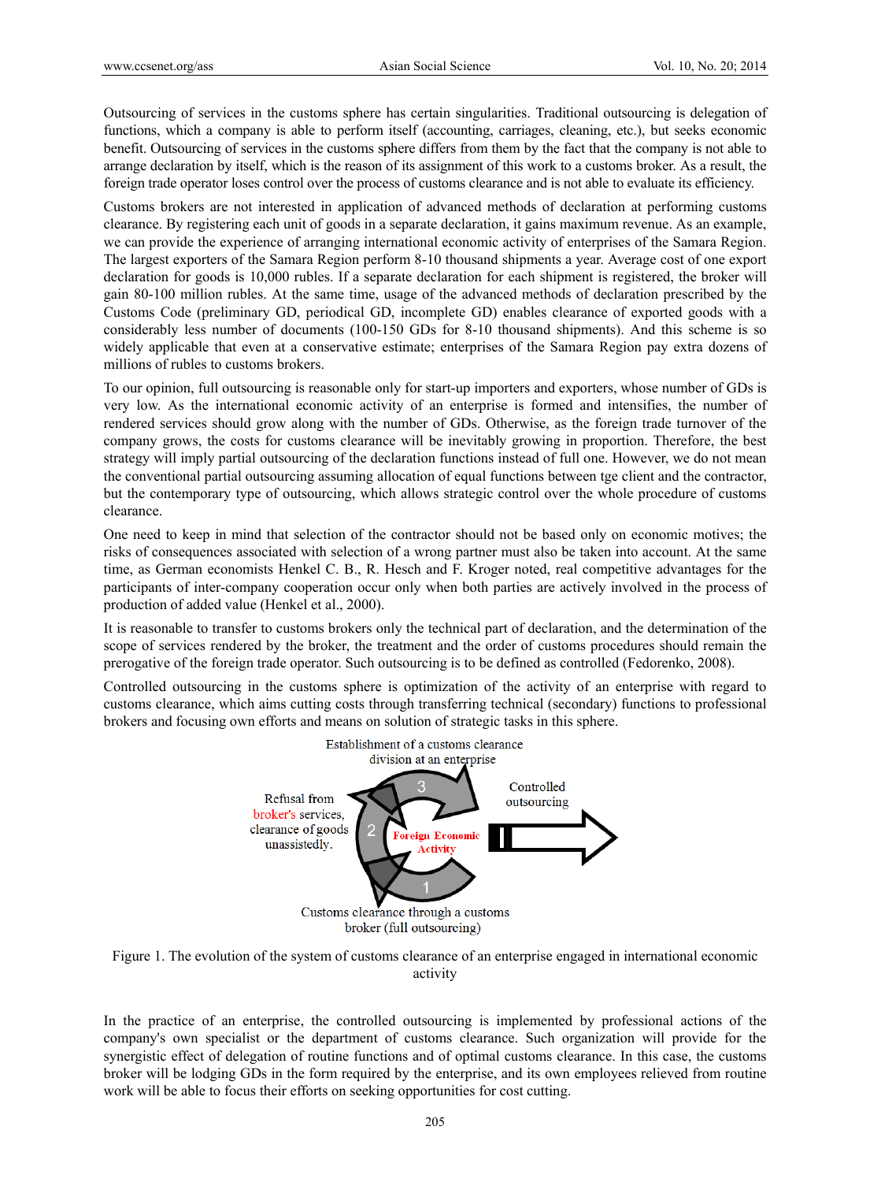Outsourcing of services in the customs sphere has certain singularities. Traditional outsourcing is delegation of functions, which a company is able to perform itself (accounting, carriages, cleaning, etc.), but seeks economic benefit. Outsourcing of services in the customs sphere differs from them by the fact that the company is not able to arrange declaration by itself, which is the reason of its assignment of this work to a customs broker. As a result, the foreign trade operator loses control over the process of customs clearance and is not able to evaluate its efficiency.

Customs brokers are not interested in application of advanced methods of declaration at performing customs clearance. By registering each unit of goods in a separate declaration, it gains maximum revenue. As an example, we can provide the experience of arranging international economic activity of enterprises of the Samara Region. The largest exporters of the Samara Region perform 8-10 thousand shipments a year. Average cost of one export declaration for goods is 10,000 rubles. If a separate declaration for each shipment is registered, the broker will gain 80-100 million rubles. At the same time, usage of the advanced methods of declaration prescribed by the Customs Code (preliminary GD, periodical GD, incomplete GD) enables clearance of exported goods with a considerably less number of documents (100-150 GDs for 8-10 thousand shipments). And this scheme is so widely applicable that even at a conservative estimate; enterprises of the Samara Region pay extra dozens of millions of rubles to customs brokers.

To our opinion, full outsourcing is reasonable only for start-up importers and exporters, whose number of GDs is very low. As the international economic activity of an enterprise is formed and intensifies, the number of rendered services should grow along with the number of GDs. Otherwise, as the foreign trade turnover of the company grows, the costs for customs clearance will be inevitably growing in proportion. Therefore, the best strategy will imply partial outsourcing of the declaration functions instead of full one. However, we do not mean the conventional partial outsourcing assuming allocation of equal functions between tge client and the contractor, but the contemporary type of outsourcing, which allows strategic control over the whole procedure of customs clearance.

One need to keep in mind that selection of the contractor should not be based only on economic motives; the risks of consequences associated with selection of a wrong partner must also be taken into account. At the same time, as German economists Henkel C. B., R. Hesch and F. Kroger noted, real competitive advantages for the participants of inter-company cooperation occur only when both parties are actively involved in the process of production of added value (Henkel et al., 2000).

It is reasonable to transfer to customs brokers only the technical part of declaration, and the determination of the scope of services rendered by the broker, the treatment and the order of customs procedures should remain the prerogative of the foreign trade operator. Such outsourcing is to be defined as controlled (Fedorenko, 2008).

Controlled outsourcing in the customs sphere is optimization of the activity of an enterprise with regard to customs clearance, which aims cutting costs through transferring technical (secondary) functions to professional brokers and focusing own efforts and means on solution of strategic tasks in this sphere.

Figure 1. The evolution of the system of customs clearance of an enterprise engaged in international economic activity

In the practice of an enterprise, the controlled outsourcing is implemented by professional actions of the company's own specialist or the department of customs clearance. Such organization will provide for the synergistic effect of delegation of routine functions and of optimal customs clearance. In this case, the customs broker will be lodging GDs in the form required by the enterprise, and its own employees relieved from routine work will be able to focus their efforts on seeking opportunities for cost cutting.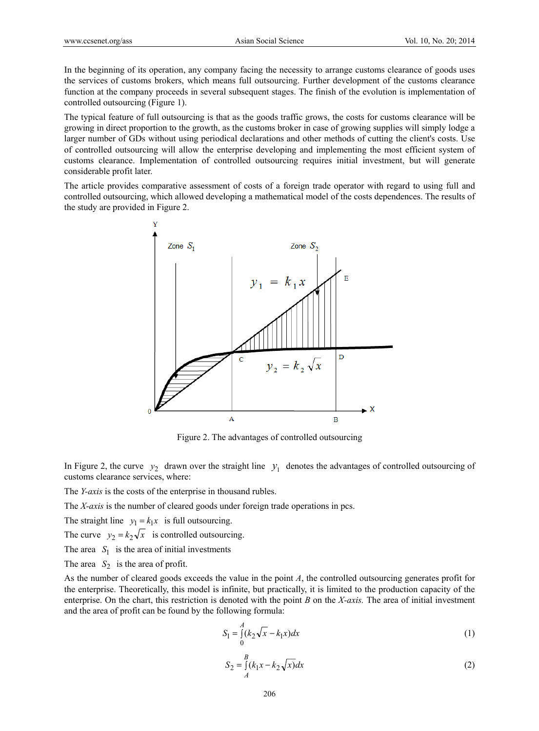In the beginning of its operation, any company facing the necessity to arrange customs clearance of goods uses the services of customs brokers, which means full outsourcing. Further development of the customs clearance function at the company proceeds in several subsequent stages. The finish of the evolution is implementation of controlled outsourcing (Figure 1).

The typical feature of full outsourcing is that as the goods traffic grows, the costs for customs clearance will be growing in direct proportion to the growth, as the customs broker in case of growing supplies will simply lodge a larger number of GDs without using periodical declarations and other methods of cutting the client's costs. Use of controlled outsourcing will allow the enterprise developing and implementing the most efficient system of customs clearance. Implementation of controlled outsourcing requires initial investment, but will generate considerable profit later.

The article provides comparative assessment of costs of a foreign trade operator with regard to using full and controlled outsourcing, which allowed developing a mathematical model of the costs dependences. The results of the study are provided in Figure 2.

Figure 2. The advantages of controlled outsourcing

In Figure 2, the curve $y_2$ drawn over the straight line $y_1$ denotes the advantages of controlled outsourcing of customs clearance services, where:

The *Y-axis* is the costs of the enterprise in thousand rubles.

The *X-axis* is the number of cleared goods under foreign trade operations in pcs.

The straight line $y_1 = k_1 x$ is full outsourcing.

The curve $y_2 = k_2 \sqrt{x}$ is controlled outsourcing.

The area $S_1$ is the area of initial investments

The area $S_2$ is the area of profit.

As the number of cleared goods exceeds the value in the point *A*, the controlled outsourcing generates profit for the enterprise. Theoretically, this model is infinite, but practically, it is limited to the production capacity of the enterprise. On the chart, this restriction is denoted with the point *B* on the *X-axis*. The area of initial investment and the area of profit can be found by the following formula:

$$S_1 = \int_0^A (k_2 \sqrt{x} - k_1 x) dx \quad (1)$$

$$S_2 = \int_A^B (k_1 x - k_2 \sqrt{x}) dx \quad (2)$$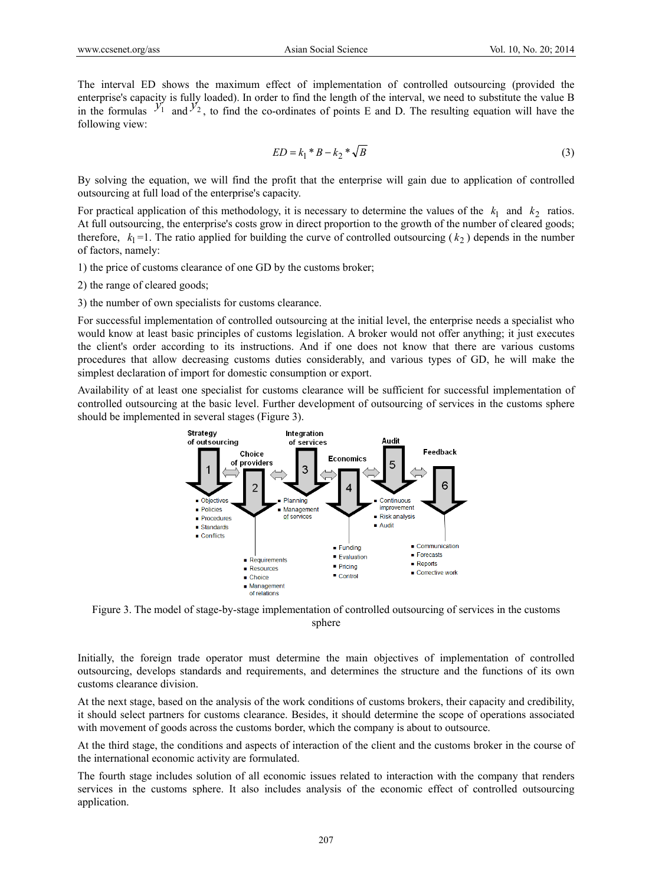The interval ED shows the maximum effect of implementation of controlled outsourcing (provided the enterprise's capacity is fully loaded). In order to find the length of the interval, we need to substitute the value B in the formulas $y_1$ and $y_2$, to find the co-ordinates of points E and D. The resulting equation will have the following view:

$$ED = k_1 * B - k_2 * \sqrt{B} \tag{3}$$

By solving the equation, we will find the profit that the enterprise will gain due to application of controlled outsourcing at full load of the enterprise's capacity.

For practical application of this methodology, it is necessary to determine the values of the $k_1$ and $k_2$ ratios. At full outsourcing, the enterprise's costs grow in direct proportion to the growth of the number of cleared goods; therefore, $k_1$=1. The ratio applied for building the curve of controlled outsourcing ($k_2$) depends in the number of factors, namely:

1) the price of customs clearance of one GD by the customs broker;

2) the range of cleared goods;

3) the number of own specialists for customs clearance.

For successful implementation of controlled outsourcing at the initial level, the enterprise needs a specialist who would know at least basic principles of customs legislation. A broker would not offer anything; it just executes the client's order according to its instructions. And if one does not know that there are various customs procedures that allow decreasing customs duties considerably, and various types of GD, he will make the simplest declaration of import for domestic consumption or export.

Availability of at least one specialist for customs clearance will be sufficient for successful implementation of controlled outsourcing at the basic level. Further development of outsourcing of services in the customs sphere should be implemented in several stages (Figure 3).

Figure 3. The model of stage-by-stage implementation of controlled outsourcing of services in the customs sphere

Initially, the foreign trade operator must determine the main objectives of implementation of controlled outsourcing, develops standards and requirements, and determines the structure and the functions of its own customs clearance division.

At the next stage, based on the analysis of the work conditions of customs brokers, their capacity and credibility, it should select partners for customs clearance. Besides, it should determine the scope of operations associated with movement of goods across the customs border, which the company is about to outsource.

At the third stage, the conditions and aspects of interaction of the client and the customs broker in the course of the international economic activity are formulated.

The fourth stage includes solution of all economic issues related to interaction with the company that renders services in the customs sphere. It also includes analysis of the economic effect of controlled outsourcing application.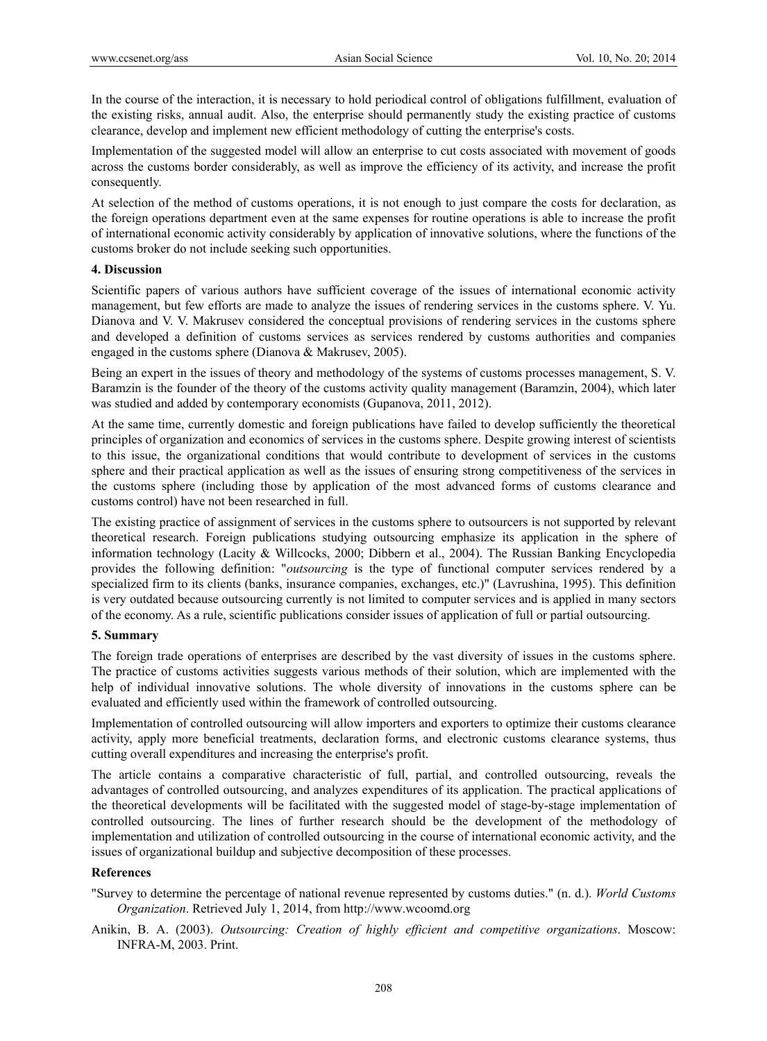In the course of the interaction, it is necessary to hold periodical control of obligations fulfillment, evaluation of the existing risks, annual audit. Also, the enterprise should permanently study the existing practice of customs clearance, develop and implement new efficient methodology of cutting the enterprise's costs.

Implementation of the suggested model will allow an enterprise to cut costs associated with movement of goods across the customs border considerably, as well as improve the efficiency of its activity, and increase the profit consequently.

At selection of the method of customs operations, it is not enough to just compare the costs for declaration, as the foreign operations department even at the same expenses for routine operations is able to increase the profit of international economic activity considerably by application of innovative solutions, where the functions of the customs broker do not include seeking such opportunities.

## 4. Discussion

Scientific papers of various authors have sufficient coverage of the issues of international economic activity management, but few efforts are made to analyze the issues of rendering services in the customs sphere. V. Yu. Dianova and V. V. Makrusev considered the conceptual provisions of rendering services in the customs sphere and developed a definition of customs services as services rendered by customs authorities and companies engaged in the customs sphere (Dianova & Makrusev, 2005).

Being an expert in the issues of theory and methodology of the systems of customs processes management, S. V. Baramzin is the founder of the theory of the customs activity quality management (Baramzin, 2004), which later was studied and added by contemporary economists (Gupanova, 2011, 2012).

At the same time, currently domestic and foreign publications have failed to develop sufficiently the theoretical principles of organization and economics of services in the customs sphere. Despite growing interest of scientists to this issue, the organizational conditions that would contribute to development of services in the customs sphere and their practical application as well as the issues of ensuring strong competitiveness of the services in the customs sphere (including those by application of the most advanced forms of customs clearance and customs control) have not been researched in full.

The existing practice of assignment of services in the customs sphere to outsourcers is not supported by relevant theoretical research. Foreign publications studying outsourcing emphasize its application in the sphere of information technology (Lacity & Willcocks, 2000; Dibbern et al., 2004). The Russian Banking Encyclopedia provides the following definition: "*outsourcing* is the type of functional computer services rendered by a specialized firm to its clients (banks, insurance companies, exchanges, etc.)" (Lavrushina, 1995). This definition is very outdated because outsourcing currently is not limited to computer services and is applied in many sectors of the economy. As a rule, scientific publications consider issues of application of full or partial outsourcing.

## 5. Summary

The foreign trade operations of enterprises are described by the vast diversity of issues in the customs sphere. The practice of customs activities suggests various methods of their solution, which are implemented with the help of individual innovative solutions. The whole diversity of innovations in the customs sphere can be evaluated and efficiently used within the framework of controlled outsourcing.

Implementation of controlled outsourcing will allow importers and exporters to optimize their customs clearance activity, apply more beneficial treatments, declaration forms, and electronic customs clearance systems, thus cutting overall expenditures and increasing the enterprise's profit.

The article contains a comparative characteristic of full, partial, and controlled outsourcing, reveals the advantages of controlled outsourcing, and analyzes expenditures of its application. The practical applications of the theoretical developments will be facilitated with the suggested model of stage-by-stage implementation of controlled outsourcing. The lines of further research should be the development of the methodology of implementation and utilization of controlled outsourcing in the course of international economic activity, and the issues of organizational buildup and subjective decomposition of these processes.

## References

"Survey to determine the percentage of national revenue represented by customs duties." (n. d.). *World Customs Organization*. Retrieved July 1, 2014, from http://www.wcoomd.org

Anikin, B. A. (2003). *Outsourcing: Creation of highly efficient and competitive organizations*. Moscow: INFRA-M, 2003. Print.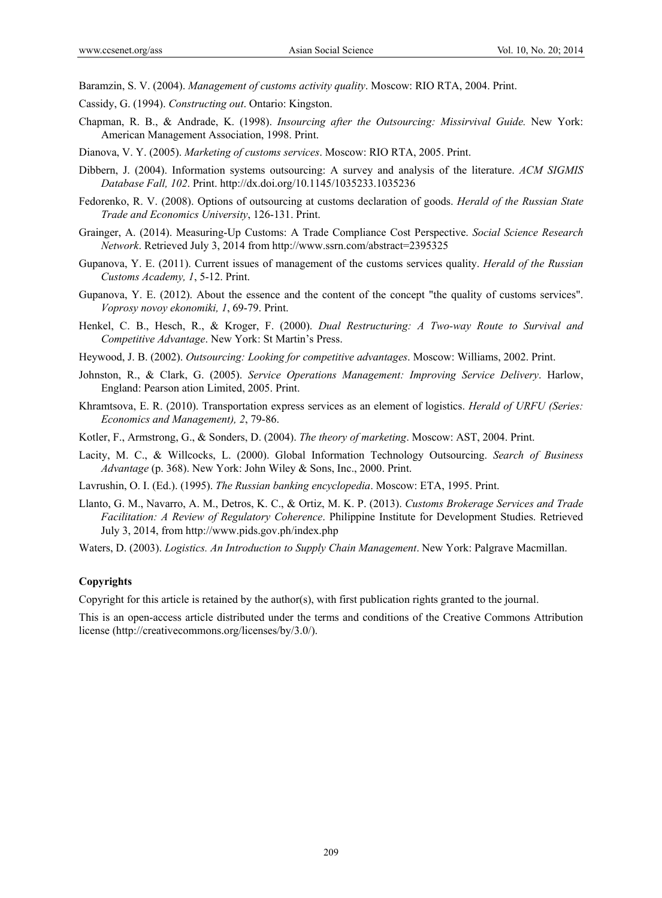Baramzin, S. V. (2004). *Management of customs activity quality*. Moscow: RIO RTA, 2004. Print.

Cassidy, G. (1994). *Constructing out*. Ontario: Kingston.

Chapman, R. B., & Andrade, K. (1998). *Insourcing after the Outsourcing: Missirvival Guide.* New York: American Management Association, 1998. Print.

Dianova, V. Y. (2005). *Marketing of customs services*. Moscow: RIO RTA, 2005. Print.

Dibbern, J. (2004). Information systems outsourcing: A survey and analysis of the literature. *ACM SIGMIS Database Fall, 102*. Print. http://dx.doi.org/10.1145/1035233.1035236

Fedorenko, R. V. (2008). Options of outsourcing at customs declaration of goods. *Herald of the Russian State Trade and Economics University*, 126-131. Print.

Grainger, A. (2014). Measuring-Up Customs: A Trade Compliance Cost Perspective. *Social Science Research Network*. Retrieved July 3, 2014 from http://www.ssrn.com/abstract=2395325

Gupanova, Y. E. (2011). Current issues of management of the customs services quality. *Herald of the Russian Customs Academy, 1*, 5-12. Print.

Gupanova, Y. E. (2012). About the essence and the content of the concept "the quality of customs services". *Voprosy novoy ekonomiki, 1*, 69-79. Print.

Henkel, C. B., Hesch, R., & Kroger, F. (2000). *Dual Restructuring: A Two-way Route to Survival and Competitive Advantage*. New York: St Martin's Press.

Heywood, J. B. (2002). *Outsourcing: Looking for competitive advantages*. Moscow: Williams, 2002. Print.

Johnston, R., & Clark, G. (2005). *Service Operations Management: Improving Service Delivery*. Harlow, England: Pearson ation Limited, 2005. Print.

Khramtsova, E. R. (2010). Transportation express services as an element of logistics. *Herald of URFU (Series: Economics and Management), 2*, 79-86.

Kotler, F., Armstrong, G., & Sonders, D. (2004). *The theory of marketing*. Moscow: AST, 2004. Print.

Lacity, M. C., & Willcocks, L. (2000). Global Information Technology Outsourcing. *Search of Business Advantage* (p. 368). New York: John Wiley & Sons, Inc., 2000. Print.

Lavrushin, O. I. (Ed.). (1995). *The Russian banking encyclopedia*. Moscow: ETA, 1995. Print.

Llanto, G. M., Navarro, A. M., Detros, K. C., & Ortiz, M. K. P. (2013). *Customs Brokerage Services and Trade Facilitation: A Review of Regulatory Coherence*. Philippine Institute for Development Studies. Retrieved July 3, 2014, from http://www.pids.gov.ph/index.php

Waters, D. (2003). *Logistics. An Introduction to Supply Chain Management*. New York: Palgrave Macmillan.

**Copyrights**

Copyright for this article is retained by the author(s), with first publication rights granted to the journal.

This is an open-access article distributed under the terms and conditions of the Creative Commons Attribution license (http://creativecommons.org/licenses/by/3.0/).